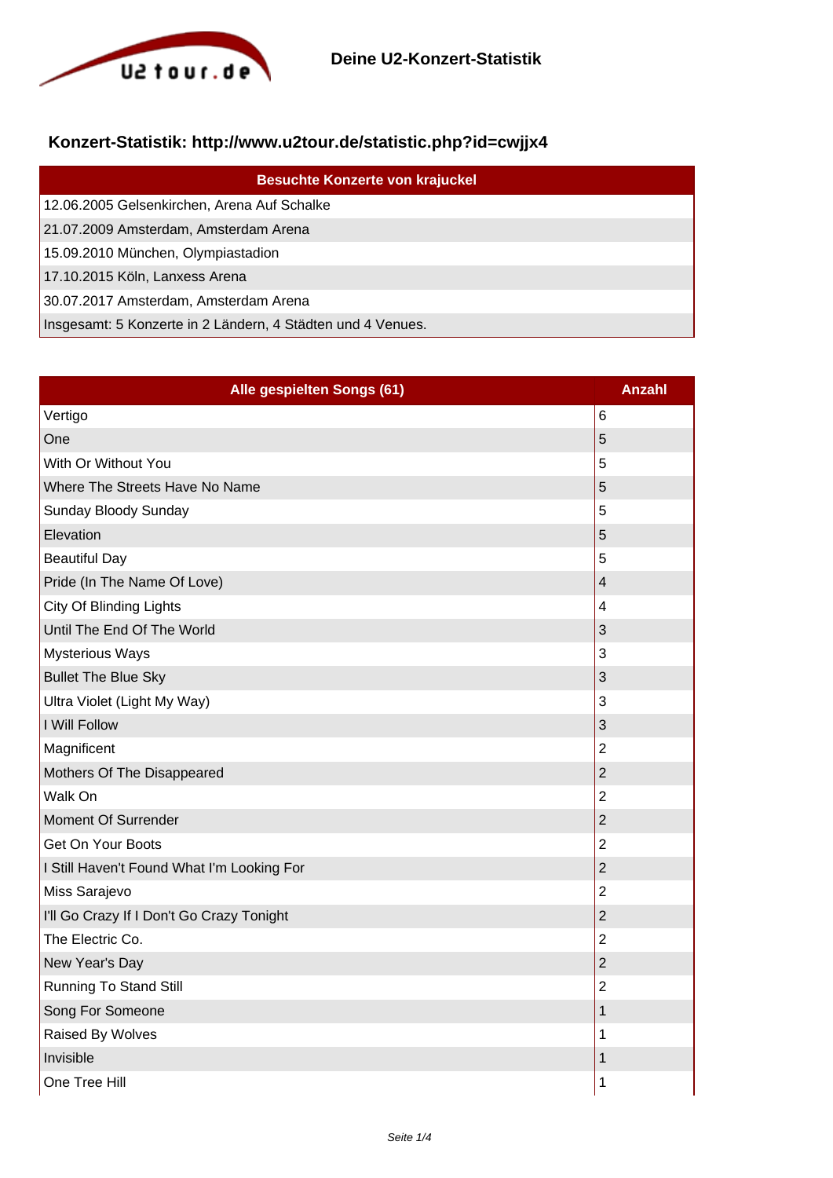Deine U2-Konzert-Statistik

## Konzert-Statistik: http://www.u2tour.de/statistic.php?id=cwjjx4

| Besuchte Konzerte von krajuckel |
|---|
| 12.06.2005 Gelsenkirchen, Arena Auf Schalke |
| 21.07.2009 Amsterdam, Amsterdam Arena |
| 15.09.2010 München, Olympiastadion |
| 17.10.2015 Köln, Lanxess Arena |
| 30.07.2017 Amsterdam, Amsterdam Arena |
| Insgesamt: 5 Konzerte in 2 Ländern, 4 Städten und 4 Venues. |

| Alle gespielten Songs (61) | Anzahl |
|---|---|
| Vertigo | 6 |
| One | 5 |
| With Or Without You | 5 |
| Where The Streets Have No Name | 5 |
| Sunday Bloody Sunday | 5 |
| Elevation | 5 |
| Beautiful Day | 5 |
| Pride (In The Name Of Love) | 4 |
| City Of Blinding Lights | 4 |
| Until The End Of The World | 3 |
| Mysterious Ways | 3 |
| Bullet The Blue Sky | 3 |
| Ultra Violet (Light My Way) | 3 |
| I Will Follow | 3 |
| Magnificent | 2 |
| Mothers Of The Disappeared | 2 |
| Walk On | 2 |
| Moment Of Surrender | 2 |
| Get On Your Boots | 2 |
| I Still Haven't Found What I'm Looking For | 2 |
| Miss Sarajevo | 2 |
| I'll Go Crazy If I Don't Go Crazy Tonight | 2 |
| The Electric Co. | 2 |
| New Year's Day | 2 |
| Running To Stand Still | 2 |
| Song For Someone | 1 |
| Raised By Wolves | 1 |
| Invisible | 1 |
| One Tree Hill | 1 |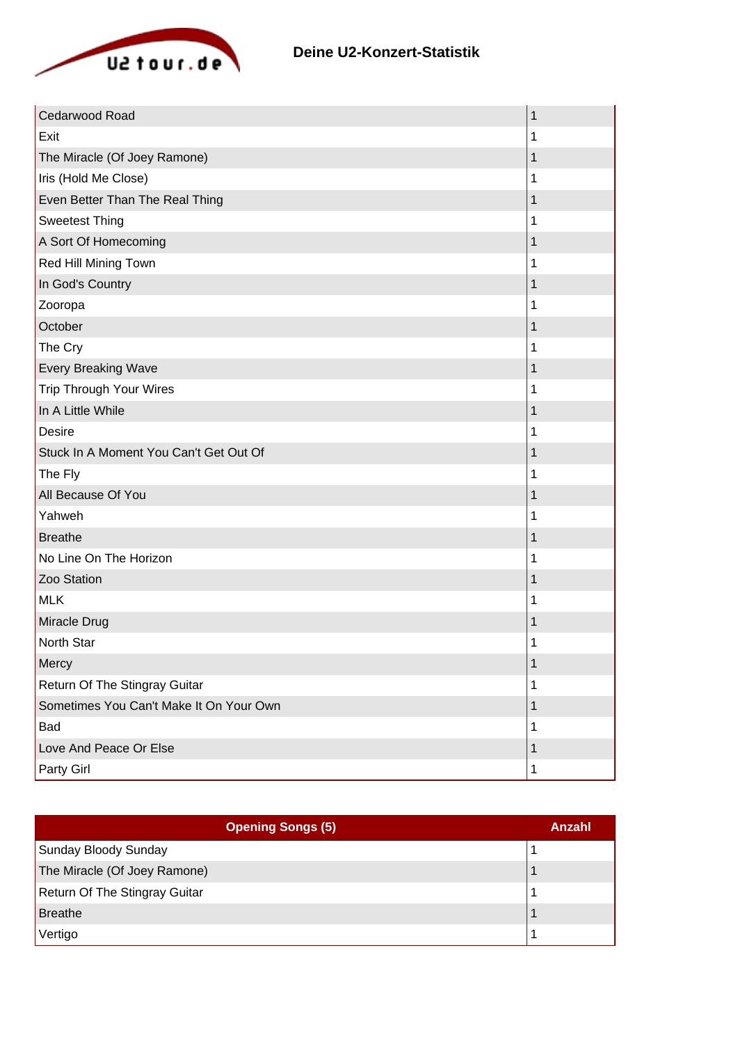## Deine U2-Konzert-Statistik

| | |
|---|---|
| Cedarwood Road | 1 |
| Exit | 1 |
| The Miracle (Of Joey Ramone) | 1 |
| Iris (Hold Me Close) | 1 |
| Even Better Than The Real Thing | 1 |
| Sweetest Thing | 1 |
| A Sort Of Homecoming | 1 |
| Red Hill Mining Town | 1 |
| In God's Country | 1 |
| Zooropa | 1 |
| October | 1 |
| The Cry | 1 |
| Every Breaking Wave | 1 |
| Trip Through Your Wires | 1 |
| In A Little While | 1 |
| Desire | 1 |
| Stuck In A Moment You Can't Get Out Of | 1 |
| The Fly | 1 |
| All Because Of You | 1 |
| Yahweh | 1 |
| Breathe | 1 |
| No Line On The Horizon | 1 |
| Zoo Station | 1 |
| MLK | 1 |
| Miracle Drug | 1 |
| North Star | 1 |
| Mercy | 1 |
| Return Of The Stingray Guitar | 1 |
| Sometimes You Can't Make It On Your Own | 1 |
| Bad | 1 |
| Love And Peace Or Else | 1 |
| Party Girl | 1 |

| Opening Songs (5) | Anzahl |
|---|---|
| Sunday Bloody Sunday | 1 |
| The Miracle (Of Joey Ramone) | 1 |
| Return Of The Stingray Guitar | 1 |
| Breathe | 1 |
| Vertigo | 1 |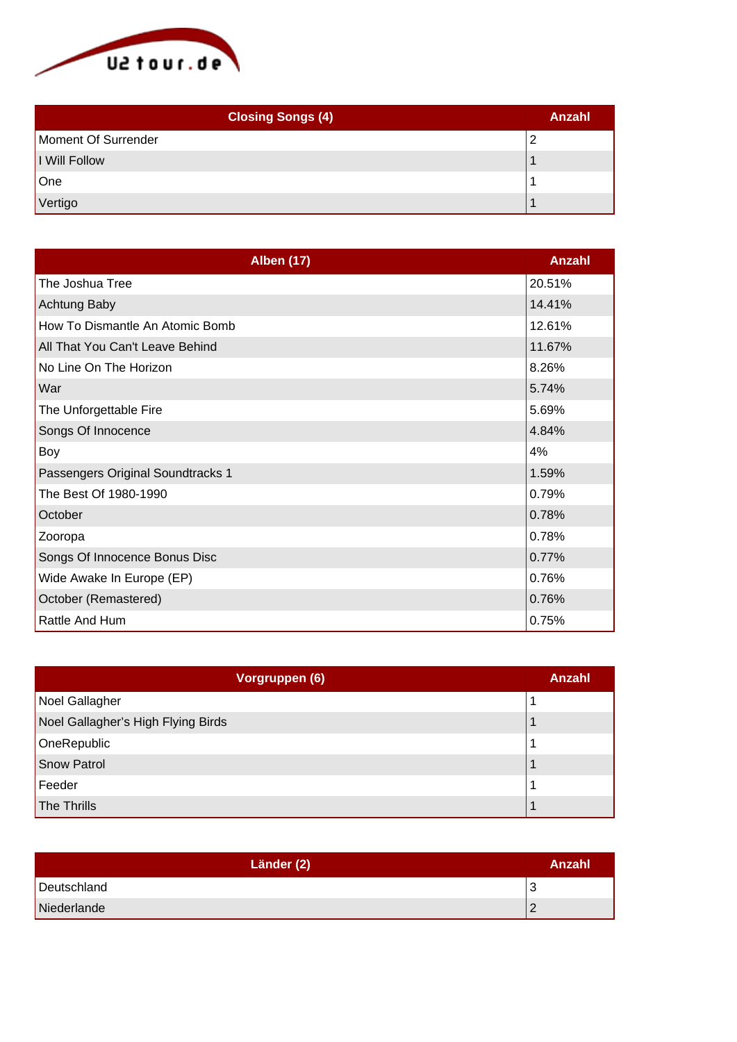| Closing Songs (4) | Anzahl |
| --- | --- |
| Moment Of Surrender | 2 |
| I Will Follow | 1 |
| One | 1 |
| Vertigo | 1 |

| Alben (17) | Anzahl |
| --- | --- |
| The Joshua Tree | 20.51% |
| Achtung Baby | 14.41% |
| How To Dismantle An Atomic Bomb | 12.61% |
| All That You Can't Leave Behind | 11.67% |
| No Line On The Horizon | 8.26% |
| War | 5.74% |
| The Unforgettable Fire | 5.69% |
| Songs Of Innocence | 4.84% |
| Boy | 4% |
| Passengers Original Soundtracks 1 | 1.59% |
| The Best Of 1980-1990 | 0.79% |
| October | 0.78% |
| Zooropa | 0.78% |
| Songs Of Innocence Bonus Disc | 0.77% |
| Wide Awake In Europe (EP) | 0.76% |
| October (Remastered) | 0.76% |
| Rattle And Hum | 0.75% |

| Vorgruppen (6) | Anzahl |
| --- | --- |
| Noel Gallagher | 1 |
| Noel Gallagher's High Flying Birds | 1 |
| OneRepublic | 1 |
| Snow Patrol | 1 |
| Feeder | 1 |
| The Thrills | 1 |

| Länder (2) | Anzahl |
| --- | --- |
| Deutschland | 3 |
| Niederlande | 2 |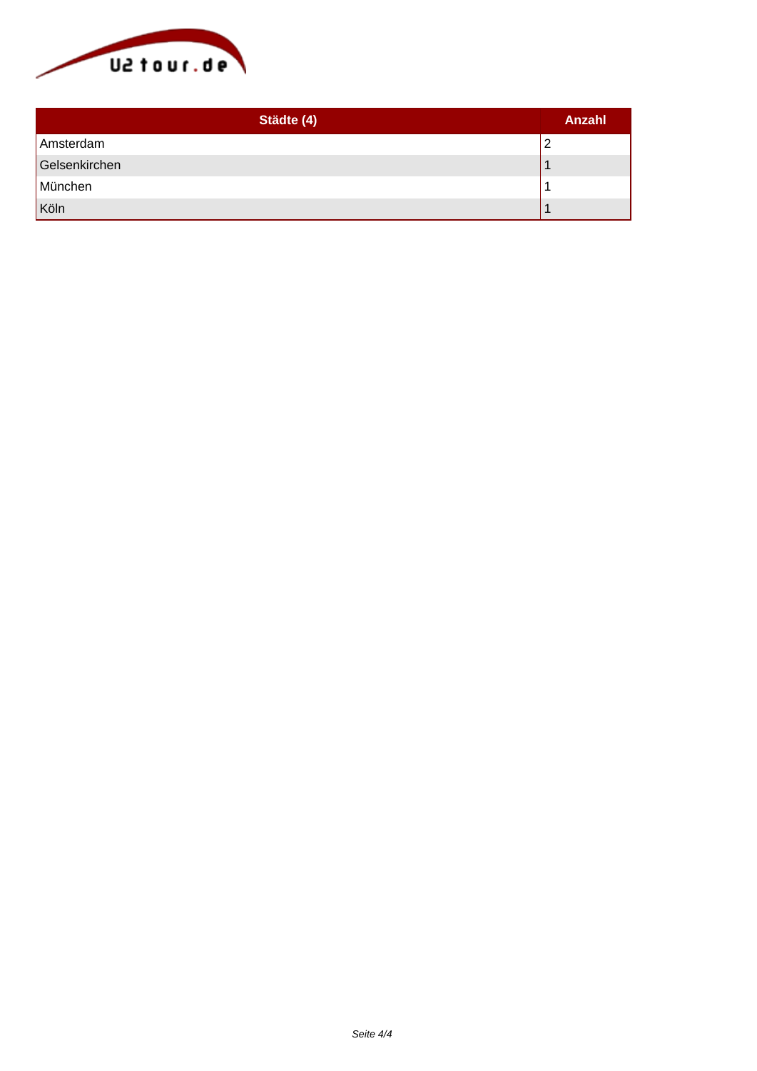| Städte (4) | Anzahl |
|---|---|
| Amsterdam | 2 |
| Gelsenkirchen | 1 |
| München | 1 |
| Köln | 1 |